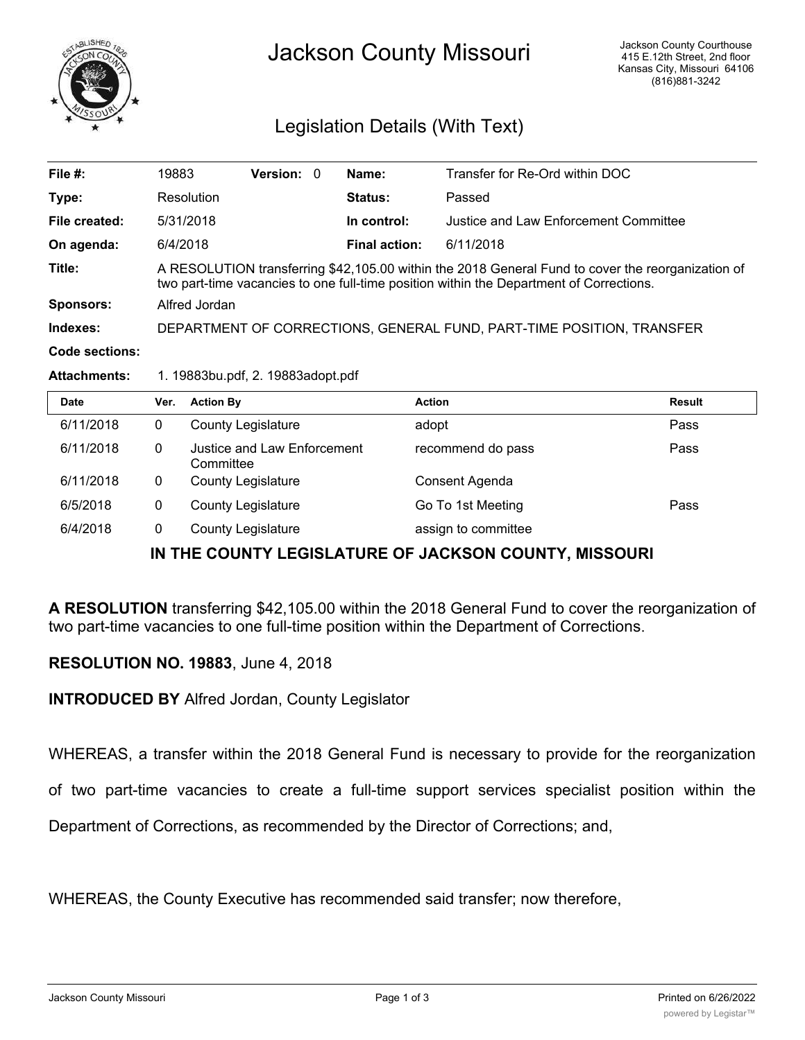# Jackson County Missouri

Jackson County Courthouse
415 E.12th Street, 2nd floor
Kansas City, Missouri 64106
(816)881-3242

## Legislation Details (With Text)

| | | | | | |
|---|---|---|---|---|---|
| **File #:** | 19883 | **Version:** 0 | | **Name:** | Transfer for Re-Ord within DOC |
| **Type:** | Resolution | | | **Status:** | Passed |
| **File created:** | 5/31/2018 | | | **In control:** | Justice and Law Enforcement Committee |
| **On agenda:** | 6/4/2018 | | | **Final action:** | 6/11/2018 |

**Title:** A RESOLUTION transferring $42,105.00 within the 2018 General Fund to cover the reorganization of two part-time vacancies to one full-time position within the Department of Corrections.

**Sponsors:** Alfred Jordan

**Indexes:** DEPARTMENT OF CORRECTIONS, GENERAL FUND, PART-TIME POSITION, TRANSFER

**Code sections:**

**Attachments:** 1. 19883bu.pdf, 2. 19883adopt.pdf

| Date | Ver. | Action By | Action | Result |
|---|---|---|---|---|
| 6/11/2018 | 0 | County Legislature | adopt | Pass |
| 6/11/2018 | 0 | Justice and Law Enforcement Committee | recommend do pass | Pass |
| 6/11/2018 | 0 | County Legislature | Consent Agenda | |
| 6/5/2018 | 0 | County Legislature | Go To 1st Meeting | Pass |
| 6/4/2018 | 0 | County Legislature | assign to committee | |

## IN THE COUNTY LEGISLATURE OF JACKSON COUNTY, MISSOURI

**A RESOLUTION** transferring $42,105.00 within the 2018 General Fund to cover the reorganization of two part-time vacancies to one full-time position within the Department of Corrections.

**RESOLUTION NO. 19883**, June 4, 2018

**INTRODUCED BY** Alfred Jordan, County Legislator

WHEREAS, a transfer within the 2018 General Fund is necessary to provide for the reorganization of two part-time vacancies to create a full-time support services specialist position within the Department of Corrections, as recommended by the Director of Corrections; and,

WHEREAS, the County Executive has recommended said transfer; now therefore,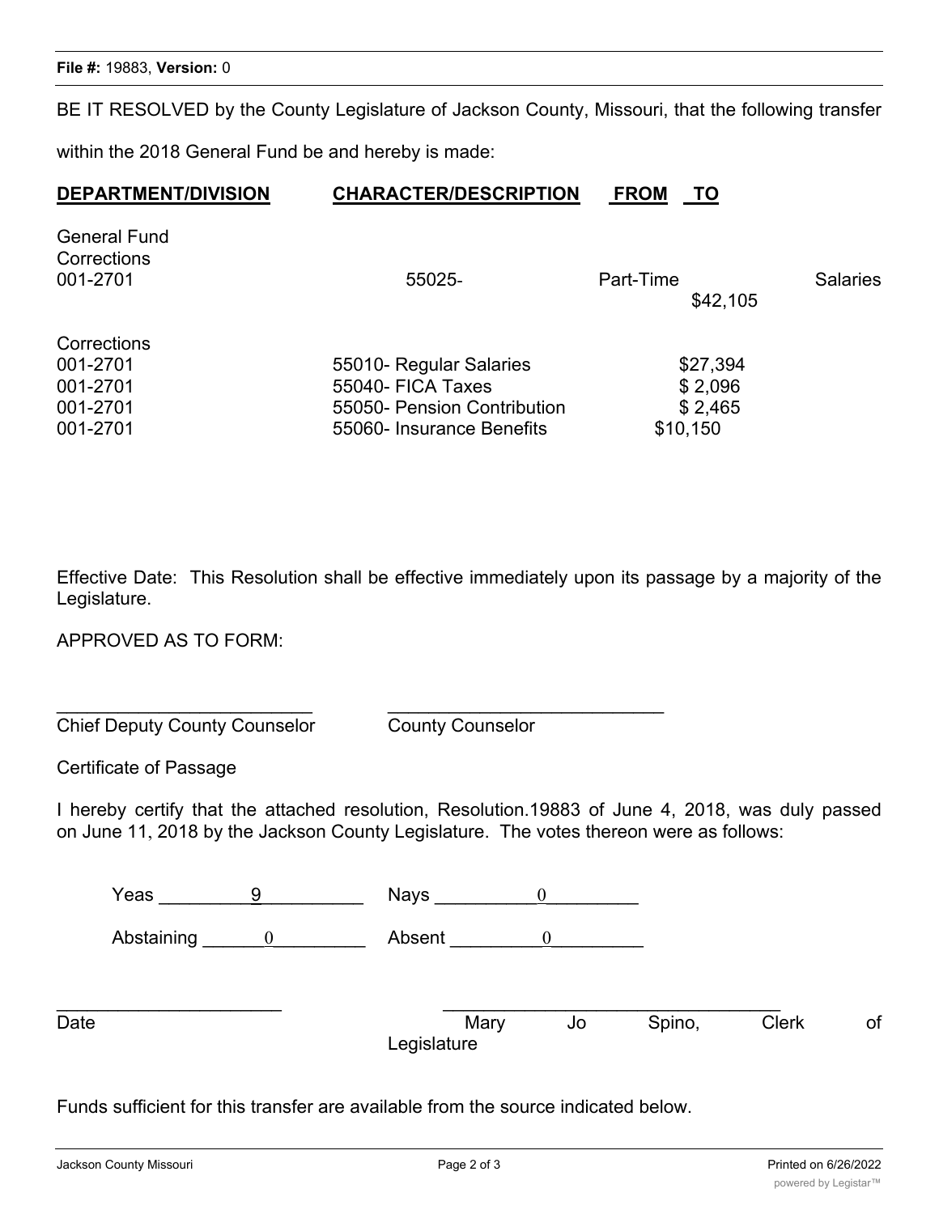File #: 19883, Version: 0

BE IT RESOLVED by the County Legislature of Jackson County, Missouri, that the following transfer within the 2018 General Fund be and hereby is made:

| DEPARTMENT/DIVISION | CHARACTER/DESCRIPTION | FROM | TO |
|---|---|---|---|
| General Fund<br>Corrections<br>001-2701 | 55025- Part-Time Salaries | $42,105 | |
| Corrections<br>001-2701 | 55010- Regular Salaries | | $27,394 |
| 001-2701 | 55040- FICA Taxes | | $ 2,096 |
| 001-2701 | 55050- Pension Contribution | | $ 2,465 |
| 001-2701 | 55060- Insurance Benefits | | $10,150 |

Effective Date: This Resolution shall be effective immediately upon its passage by a majority of the Legislature.

APPROVED AS TO FORM:

_________________________ Chief Deputy County Counselor

___________________________ County Counselor

Certificate of Passage

I hereby certify that the attached resolution, Resolution.19883 of June 4, 2018, was duly passed on June 11, 2018 by the Jackson County Legislature. The votes thereon were as follows:

Yeas _________9_________ Nays __________0_________

Abstaining ______0_________ Absent _________0_________

______________________ Date

_________________________________ Mary Jo Spino, Clerk of Legislature

Funds sufficient for this transfer are available from the source indicated below.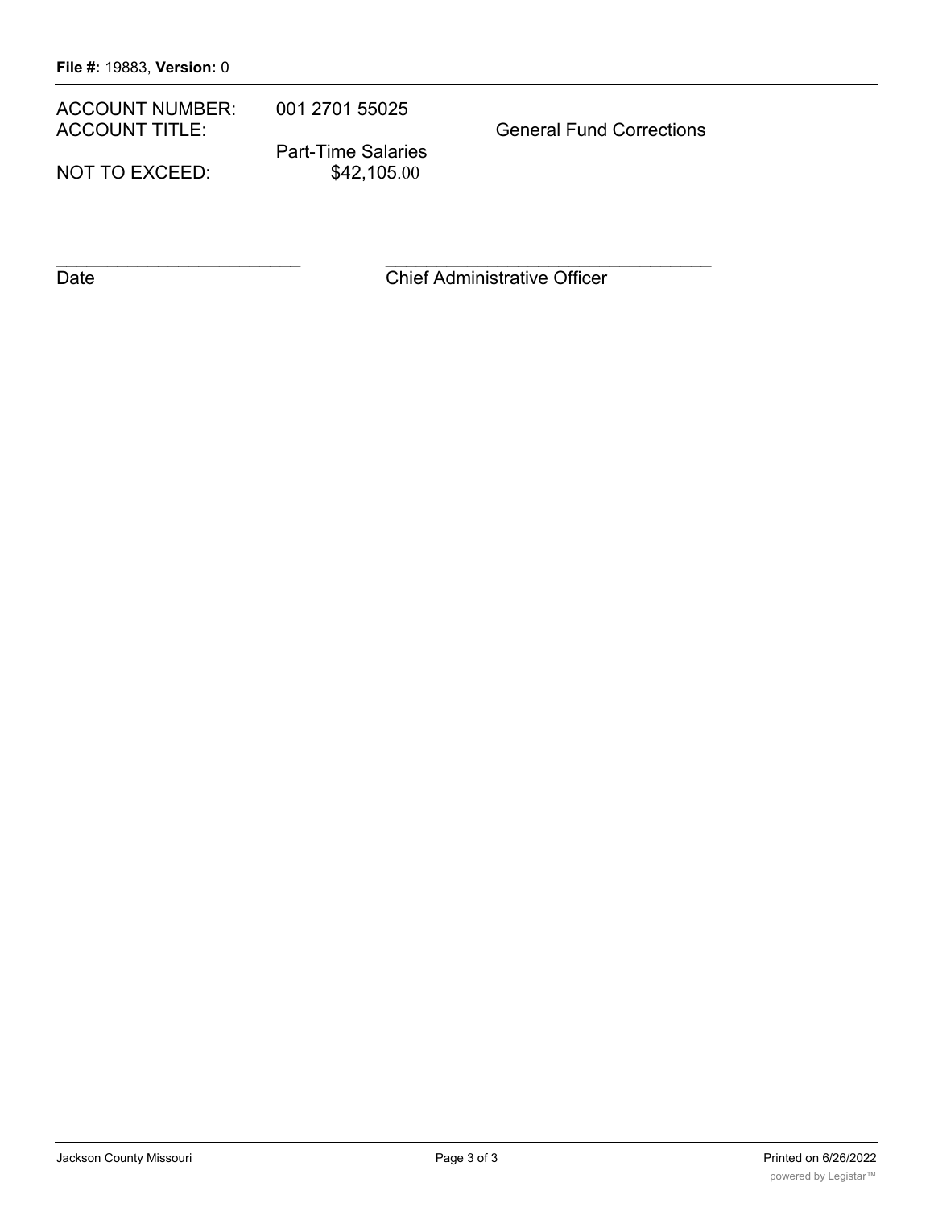File #: 19883, Version: 0

ACCOUNT NUMBER: 001 2701 55025

ACCOUNT TITLE: General Fund Corrections

Part-Time Salaries

NOT TO EXCEED: $42,105.00

_________________________ _________________________________

Date Chief Administrative Officer